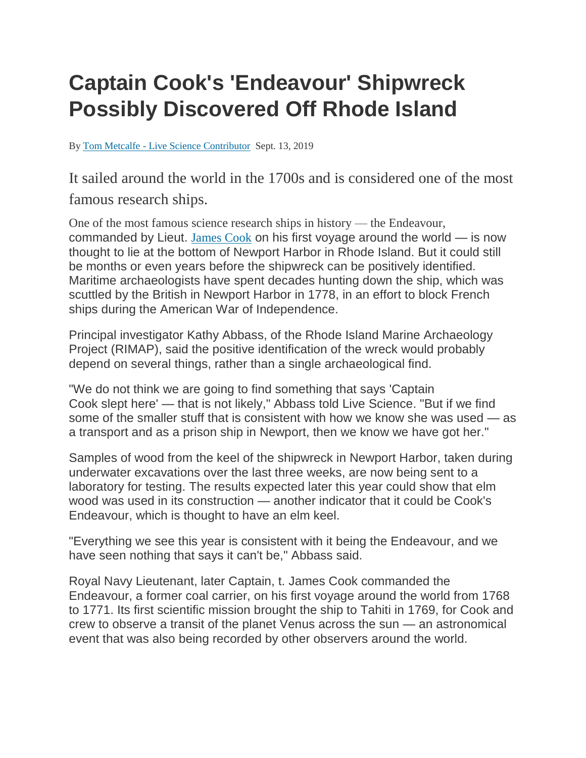# Captain Cook's 'Endeavour' Shipwreck Possibly Discovered Off Rhode Island

By [Tom Metcalfe - Live Science Contributor] Sept. 13, 2019

It sailed around the world in the 1700s and is considered one of the most famous research ships.

One of the most famous science research ships in history — the Endeavour, commanded by Lieut. James Cook on his first voyage around the world — is now thought to lie at the bottom of Newport Harbor in Rhode Island. But it could still be months or even years before the shipwreck can be positively identified. Maritime archaeologists have spent decades hunting down the ship, which was scuttled by the British in Newport Harbor in 1778, in an effort to block French ships during the American War of Independence.

Principal investigator Kathy Abbass, of the Rhode Island Marine Archaeology Project (RIMAP), said the positive identification of the wreck would probably depend on several things, rather than a single archaeological find.

"We do not think we are going to find something that says 'Captain Cook slept here' — that is not likely," Abbass told Live Science. "But if we find some of the smaller stuff that is consistent with how we know she was used — as a transport and as a prison ship in Newport, then we know we have got her."

Samples of wood from the keel of the shipwreck in Newport Harbor, taken during underwater excavations over the last three weeks, are now being sent to a laboratory for testing. The results expected later this year could show that elm wood was used in its construction — another indicator that it could be Cook's Endeavour, which is thought to have an elm keel.

"Everything we see this year is consistent with it being the Endeavour, and we have seen nothing that says it can't be," Abbass said.

Royal Navy Lieutenant, later Captain, t. James Cook commanded the Endeavour, a former coal carrier, on his first voyage around the world from 1768 to 1771. Its first scientific mission brought the ship to Tahiti in 1769, for Cook and crew to observe a transit of the planet Venus across the sun — an astronomical event that was also being recorded by other observers around the world.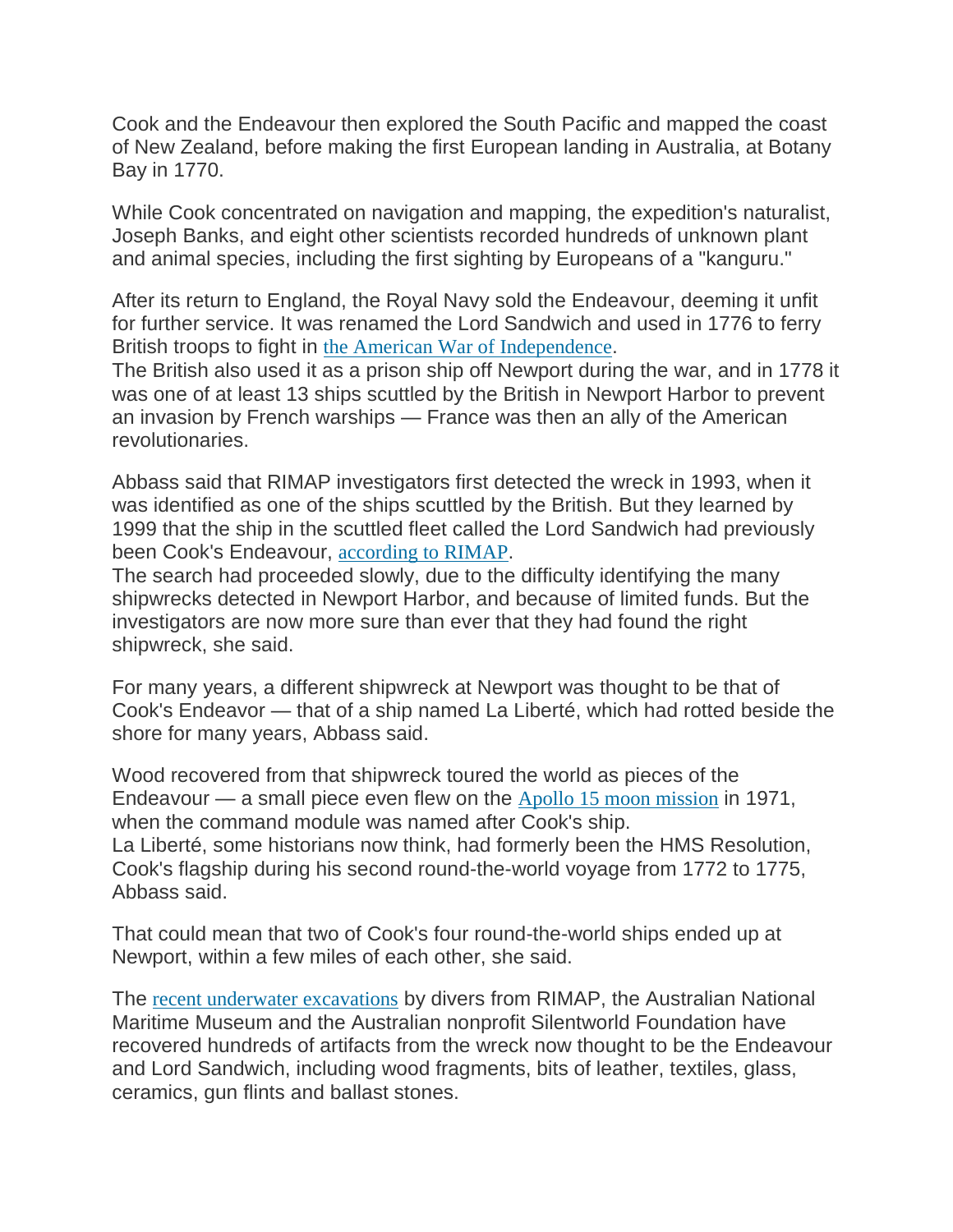Cook and the Endeavour then explored the South Pacific and mapped the coast of New Zealand, before making the first European landing in Australia, at Botany Bay in 1770.

While Cook concentrated on navigation and mapping, the expedition's naturalist, Joseph Banks, and eight other scientists recorded hundreds of unknown plant and animal species, including the first sighting by Europeans of a "kanguru."

After its return to England, the Royal Navy sold the Endeavour, deeming it unfit for further service. It was renamed the Lord Sandwich and used in 1776 to ferry British troops to fight in the American War of Independence.
The British also used it as a prison ship off Newport during the war, and in 1778 it was one of at least 13 ships scuttled by the British in Newport Harbor to prevent an invasion by French warships — France was then an ally of the American revolutionaries.

Abbass said that RIMAP investigators first detected the wreck in 1993, when it was identified as one of the ships scuttled by the British. But they learned by 1999 that the ship in the scuttled fleet called the Lord Sandwich had previously been Cook's Endeavour, according to RIMAP.
The search had proceeded slowly, due to the difficulty identifying the many shipwrecks detected in Newport Harbor, and because of limited funds. But the investigators are now more sure than ever that they had found the right shipwreck, she said.

For many years, a different shipwreck at Newport was thought to be that of Cook's Endeavor — that of a ship named La Liberté, which had rotted beside the shore for many years, Abbass said.

Wood recovered from that shipwreck toured the world as pieces of the Endeavour — a small piece even flew on the Apollo 15 moon mission in 1971, when the command module was named after Cook's ship.
La Liberté, some historians now think, had formerly been the HMS Resolution, Cook's flagship during his second round-the-world voyage from 1772 to 1775, Abbass said.

That could mean that two of Cook's four round-the-world ships ended up at Newport, within a few miles of each other, she said.

The recent underwater excavations by divers from RIMAP, the Australian National Maritime Museum and the Australian nonprofit Silentworld Foundation have recovered hundreds of artifacts from the wreck now thought to be the Endeavour and Lord Sandwich, including wood fragments, bits of leather, textiles, glass, ceramics, gun flints and ballast stones.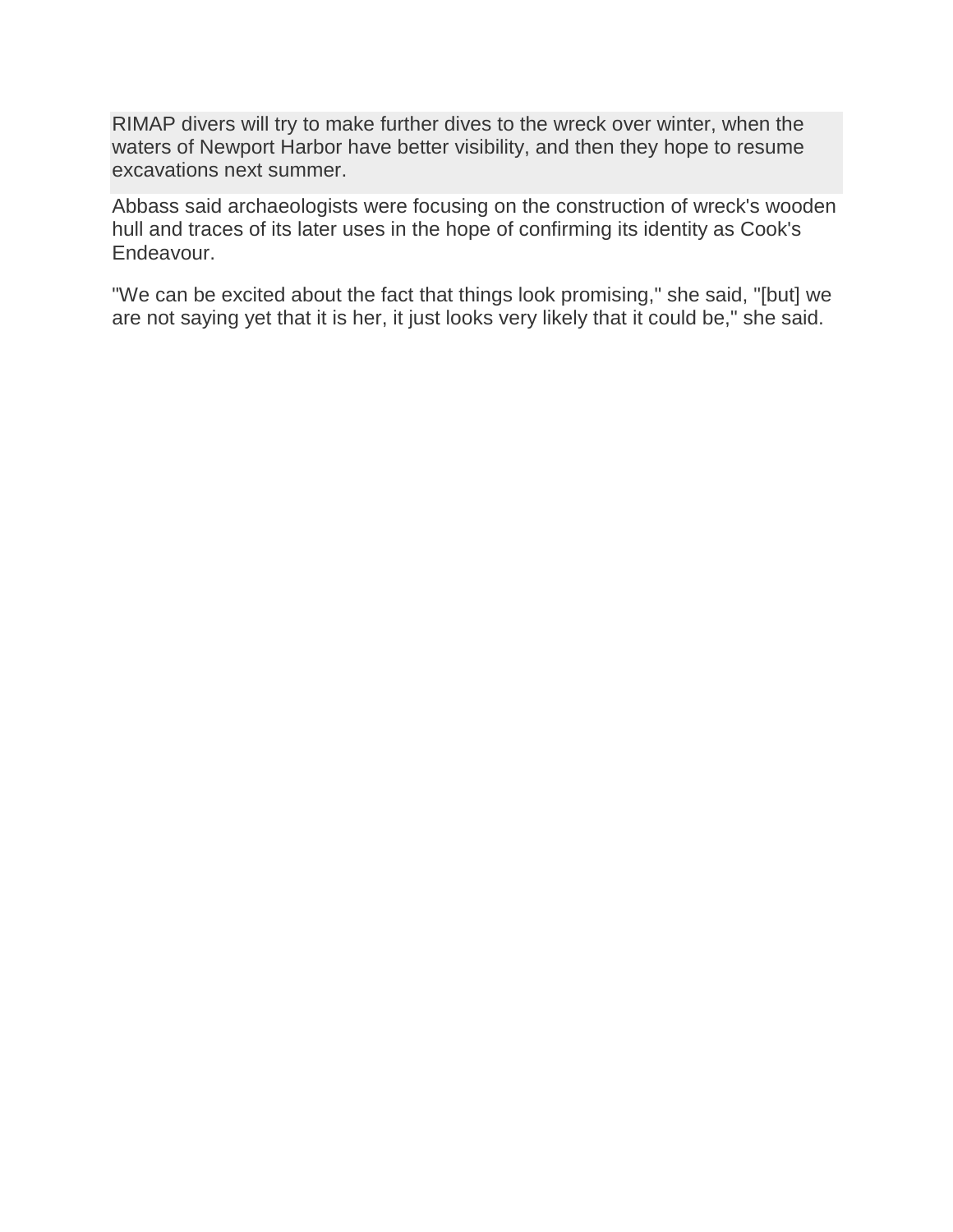RIMAP divers will try to make further dives to the wreck over winter, when the waters of Newport Harbor have better visibility, and then they hope to resume excavations next summer.

Abbass said archaeologists were focusing on the construction of wreck's wooden hull and traces of its later uses in the hope of confirming its identity as Cook's Endeavour.

"We can be excited about the fact that things look promising," she said, "[but] we are not saying yet that it is her, it just looks very likely that it could be," she said.